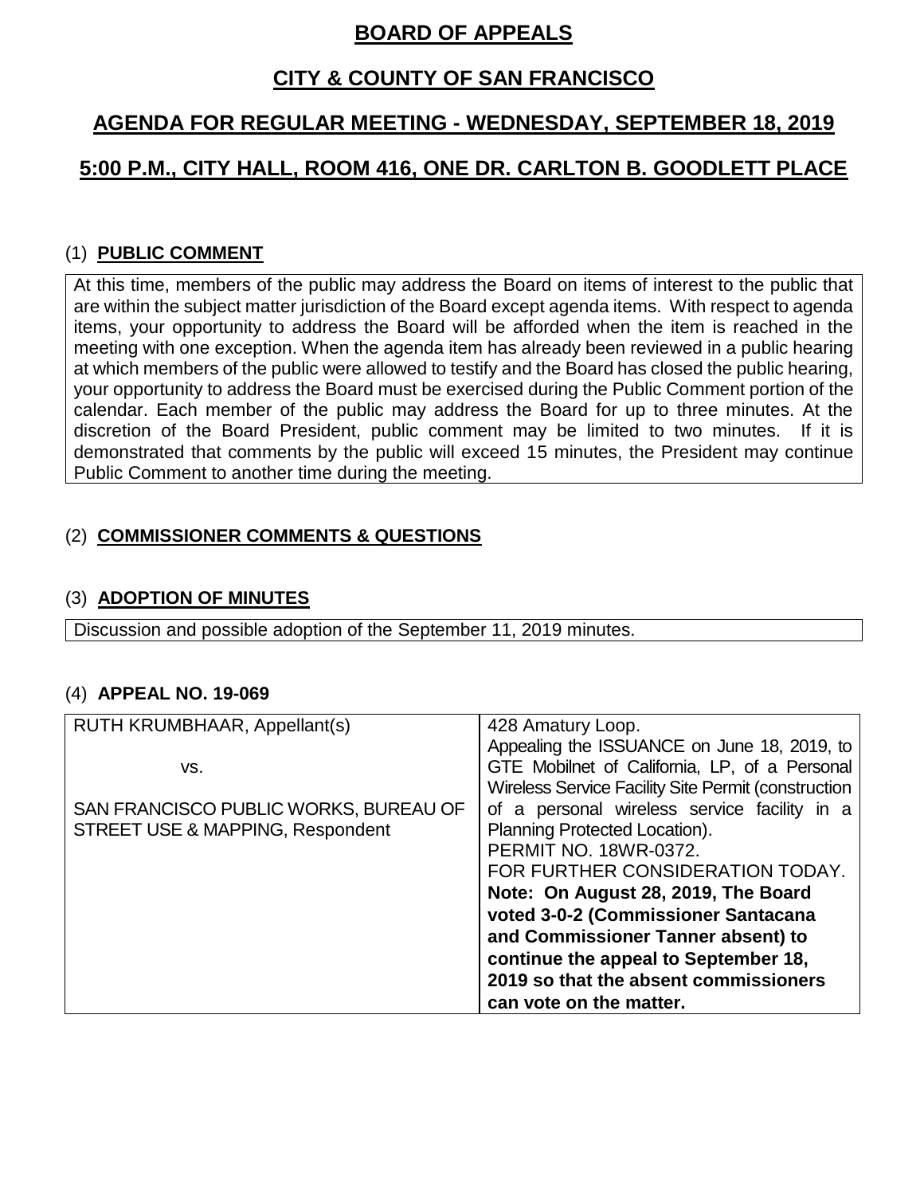# BOARD OF APPEALS

## CITY & COUNTY OF SAN FRANCISCO

## AGENDA FOR REGULAR MEETING - WEDNESDAY, SEPTEMBER 18, 2019

## 5:00 P.M., CITY HALL, ROOM 416, ONE DR. CARLTON B. GOODLETT PLACE

### (1) PUBLIC COMMENT

At this time, members of the public may address the Board on items of interest to the public that are within the subject matter jurisdiction of the Board except agenda items. With respect to agenda items, your opportunity to address the Board will be afforded when the item is reached in the meeting with one exception. When the agenda item has already been reviewed in a public hearing at which members of the public were allowed to testify and the Board has closed the public hearing, your opportunity to address the Board must be exercised during the Public Comment portion of the calendar. Each member of the public may address the Board for up to three minutes. At the discretion of the Board President, public comment may be limited to two minutes. If it is demonstrated that comments by the public will exceed 15 minutes, the President may continue Public Comment to another time during the meeting.

### (2) COMMISSIONER COMMENTS & QUESTIONS

### (3) ADOPTION OF MINUTES

Discussion and possible adoption of the September 11, 2019 minutes.

### (4) APPEAL NO. 19-069

| | |
|---|---|
| RUTH KRUMBHAAR, Appellant(s)<br><br>vs.<br><br>SAN FRANCISCO PUBLIC WORKS, BUREAU OF STREET USE & MAPPING, Respondent | 428 Amatury Loop.<br>Appealing the ISSUANCE on June 18, 2019, to GTE Mobilnet of California, LP, of a Personal Wireless Service Facility Site Permit (construction of a personal wireless service facility in a Planning Protected Location).<br>PERMIT NO. 18WR-0372.<br>FOR FURTHER CONSIDERATION TODAY.<br>**Note: On August 28, 2019, The Board voted 3-0-2 (Commissioner Santacana and Commissioner Tanner absent) to continue the appeal to September 18, 2019 so that the absent commissioners can vote on the matter.** |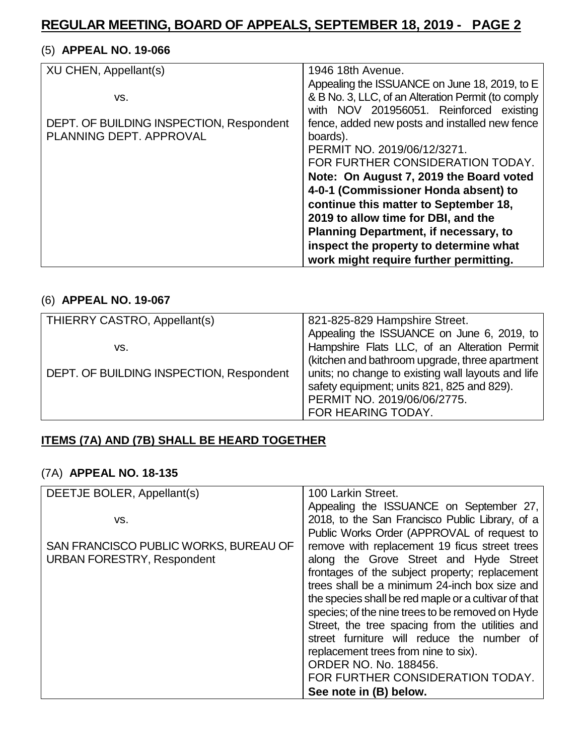# REGULAR MEETING, BOARD OF APPEALS, SEPTEMBER 18, 2019 - PAGE 2

(5) **APPEAL NO. 19-066**

| | |
|---|---|
| XU CHEN, Appellant(s)<br><br>vs.<br><br>DEPT. OF BUILDING INSPECTION, Respondent<br>PLANNING DEPT. APPROVAL | 1946 18th Avenue.<br>Appealing the ISSUANCE on June 18, 2019, to E & B No. 3, LLC, of an Alteration Permit (to comply with NOV 201956051. Reinforced existing fence, added new posts and installed new fence boards).<br>PERMIT NO. 2019/06/12/3271.<br>FOR FURTHER CONSIDERATION TODAY.<br>**Note: On August 7, 2019 the Board voted 4-0-1 (Commissioner Honda absent) to continue this matter to September 18, 2019 to allow time for DBI, and the Planning Department, if necessary, to inspect the property to determine what work might require further permitting.** |

(6) **APPEAL NO. 19-067**

| | |
|---|---|
| THIERRY CASTRO, Appellant(s)<br><br>vs.<br><br>DEPT. OF BUILDING INSPECTION, Respondent | 821-825-829 Hampshire Street.<br>Appealing the ISSUANCE on June 6, 2019, to Hampshire Flats LLC, of an Alteration Permit (kitchen and bathroom upgrade, three apartment units; no change to existing wall layouts and life safety equipment; units 821, 825 and 829).<br>PERMIT NO. 2019/06/06/2775.<br>FOR HEARING TODAY. |

**ITEMS (7A) AND (7B) SHALL BE HEARD TOGETHER**

(7A) **APPEAL NO. 18-135**

| | |
|---|---|
| DEETJE BOLER, Appellant(s)<br><br>vs.<br><br>SAN FRANCISCO PUBLIC WORKS, BUREAU OF URBAN FORESTRY, Respondent | 100 Larkin Street.<br>Appealing the ISSUANCE on September 27, 2018, to the San Francisco Public Library, of a Public Works Order (APPROVAL of request to remove with replacement 19 ficus street trees along the Grove Street and Hyde Street frontages of the subject property; replacement trees shall be a minimum 24-inch box size and the species shall be red maple or a cultivar of that species; of the nine trees to be removed on Hyde Street, the tree spacing from the utilities and street furniture will reduce the number of replacement trees from nine to six).<br>ORDER NO. No. 188456.<br>FOR FURTHER CONSIDERATION TODAY.<br>**See note in (B) below.** |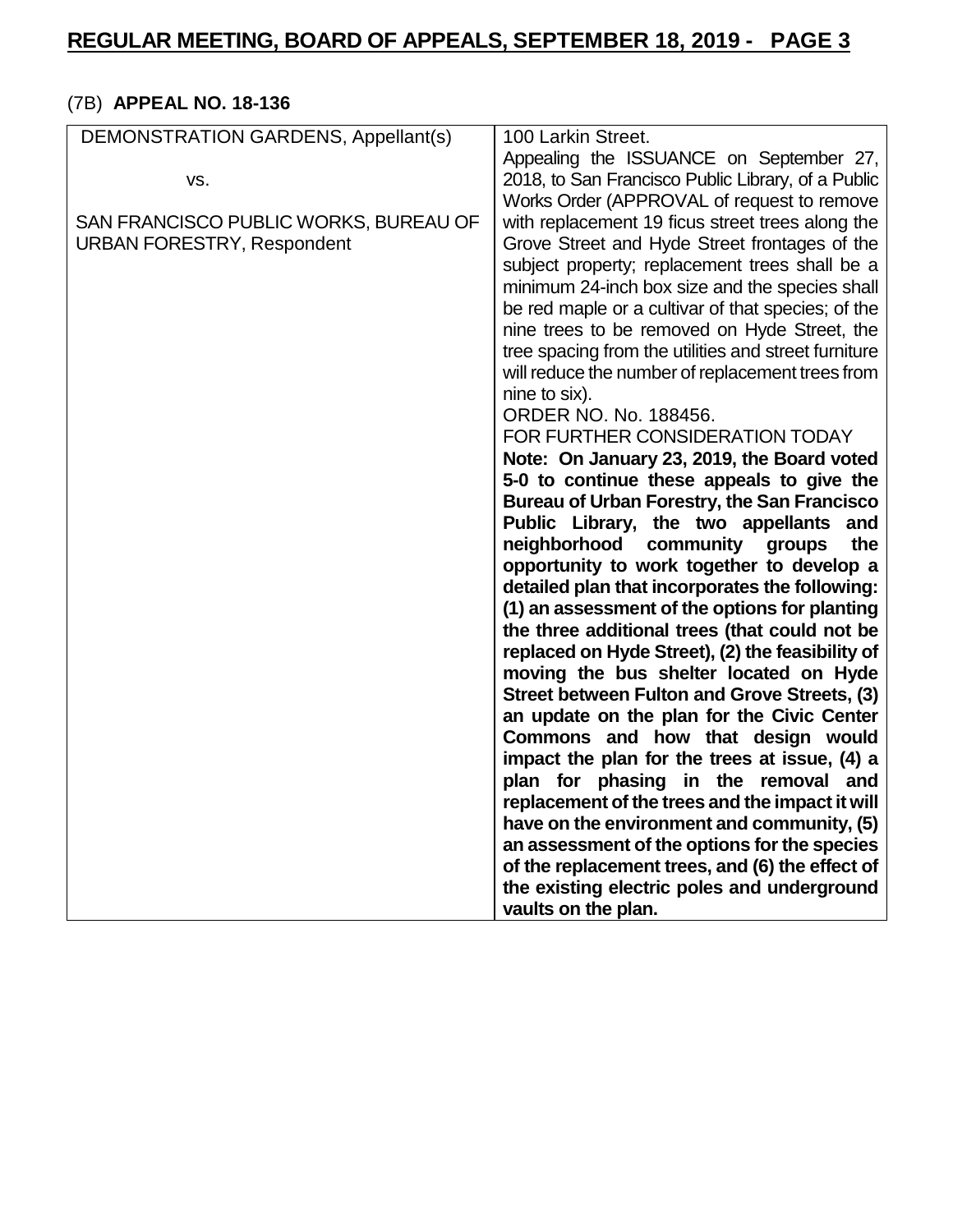(7B) **APPEAL NO. 18-136**

| DEMONSTRATION GARDENS, Appellant(s)<br><br>vs.<br><br>SAN FRANCISCO PUBLIC WORKS, BUREAU OF URBAN FORESTRY, Respondent | 100 Larkin Street.<br>Appealing the ISSUANCE on September 27, 2018, to San Francisco Public Library, of a Public Works Order (APPROVAL of request to remove with replacement 19 ficus street trees along the Grove Street and Hyde Street frontages of the subject property; replacement trees shall be a minimum 24-inch box size and the species shall be red maple or a cultivar of that species; of the nine trees to be removed on Hyde Street, the tree spacing from the utilities and street furniture will reduce the number of replacement trees from nine to six).<br>ORDER NO. No. 188456.<br>FOR FURTHER CONSIDERATION TODAY<br>**Note: On January 23, 2019, the Board voted 5-0 to continue these appeals to give the Bureau of Urban Forestry, the San Francisco Public Library, the two appellants and neighborhood community groups the opportunity to work together to develop a detailed plan that incorporates the following: (1) an assessment of the options for planting the three additional trees (that could not be replaced on Hyde Street), (2) the feasibility of moving the bus shelter located on Hyde Street between Fulton and Grove Streets, (3) an update on the plan for the Civic Center Commons and how that design would impact the plan for the trees at issue, (4) a plan for phasing in the removal and replacement of the trees and the impact it will have on the environment and community, (5) an assessment of the options for the species of the replacement trees, and (6) the effect of the existing electric poles and underground vaults on the plan.** |
|---|---|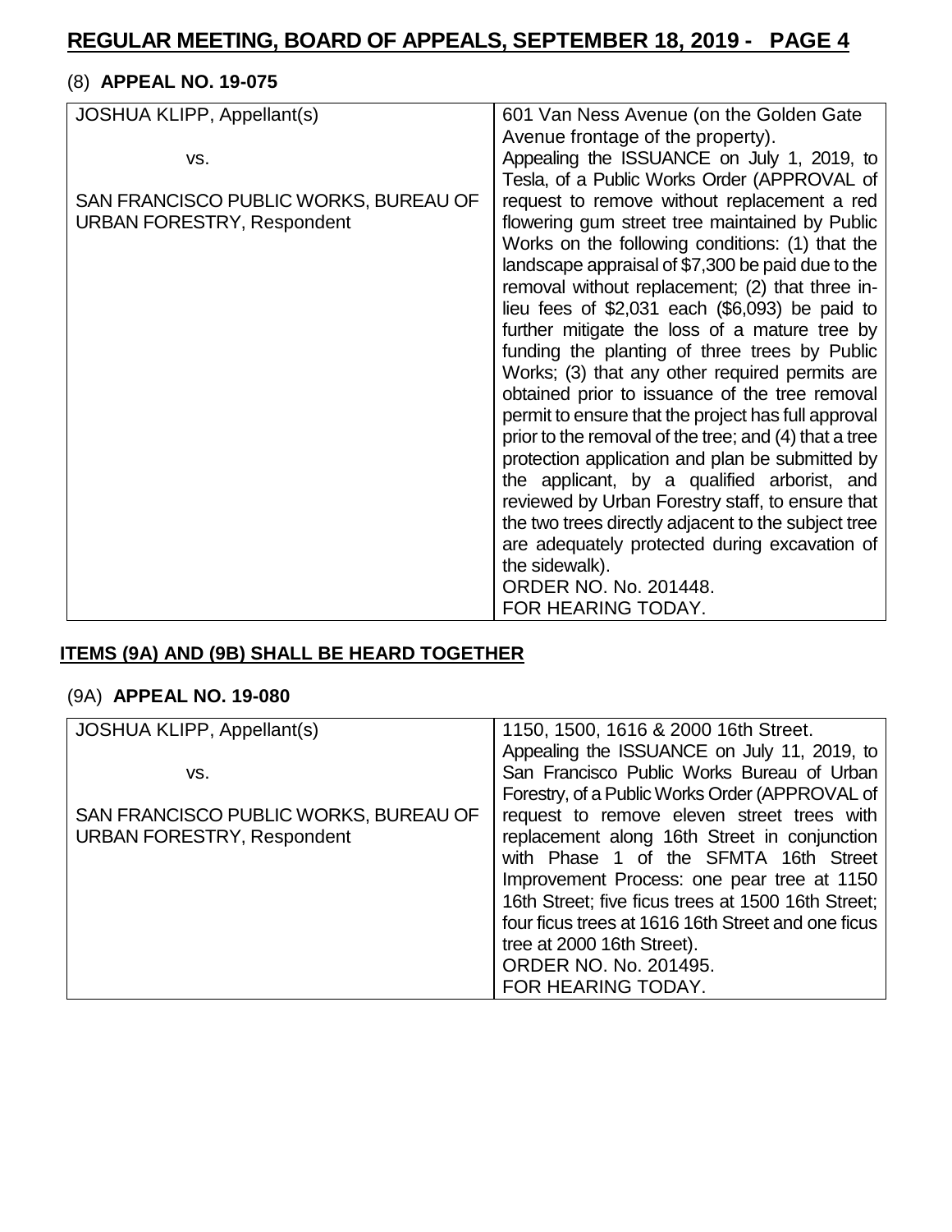(8) **APPEAL NO. 19-075**

| | |
|---|---|
| JOSHUA KLIPP, Appellant(s)<br><br>vs.<br><br>SAN FRANCISCO PUBLIC WORKS, BUREAU OF URBAN FORESTRY, Respondent | 601 Van Ness Avenue (on the Golden Gate Avenue frontage of the property).<br>Appealing the ISSUANCE on July 1, 2019, to Tesla, of a Public Works Order (APPROVAL of request to remove without replacement a red flowering gum street tree maintained by Public Works on the following conditions: (1) that the landscape appraisal of $7,300 be paid due to the removal without replacement; (2) that three in-lieu fees of $2,031 each ($6,093) be paid to further mitigate the loss of a mature tree by funding the planting of three trees by Public Works; (3) that any other required permits are obtained prior to issuance of the tree removal permit to ensure that the project has full approval prior to the removal of the tree; and (4) that a tree protection application and plan be submitted by the applicant, by a qualified arborist, and reviewed by Urban Forestry staff, to ensure that the two trees directly adjacent to the subject tree are adequately protected during excavation of the sidewalk).<br>ORDER NO. No. 201448.<br>FOR HEARING TODAY. |

**ITEMS (9A) AND (9B) SHALL BE HEARD TOGETHER**

(9A) **APPEAL NO. 19-080**

| | |
|---|---|
| JOSHUA KLIPP, Appellant(s)<br><br>vs.<br><br>SAN FRANCISCO PUBLIC WORKS, BUREAU OF URBAN FORESTRY, Respondent | 1150, 1500, 1616 & 2000 16th Street.<br>Appealing the ISSUANCE on July 11, 2019, to San Francisco Public Works Bureau of Urban Forestry, of a Public Works Order (APPROVAL of request to remove eleven street trees with replacement along 16th Street in conjunction with Phase 1 of the SFMTA 16th Street Improvement Process: one pear tree at 1150 16th Street; five ficus trees at 1500 16th Street; four ficus trees at 1616 16th Street and one ficus tree at 2000 16th Street).<br>ORDER NO. No. 201495.<br>FOR HEARING TODAY. |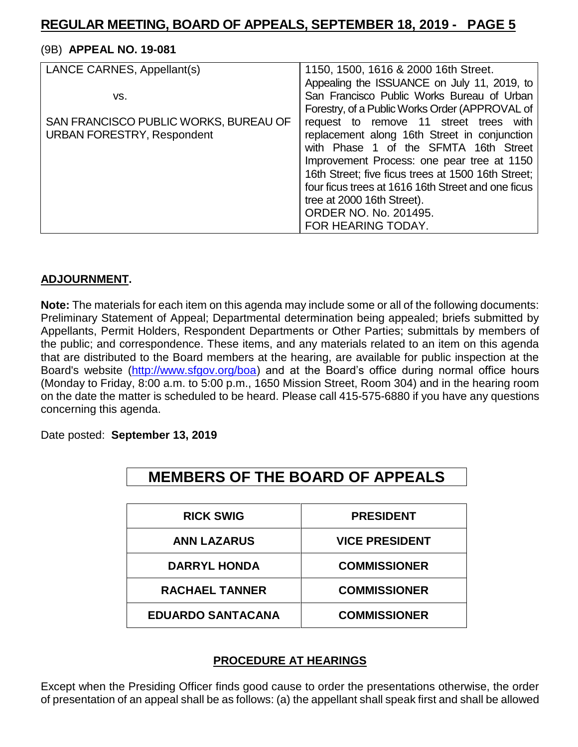(9B) **APPEAL NO. 19-081**

| | |
|---|---|
| LANCE CARNES, Appellant(s)<br><br>vs.<br><br>SAN FRANCISCO PUBLIC WORKS, BUREAU OF URBAN FORESTRY, Respondent | 1150, 1500, 1616 & 2000 16th Street.<br>Appealing the ISSUANCE on July 11, 2019, to San Francisco Public Works Bureau of Urban Forestry, of a Public Works Order (APPROVAL of request to remove 11 street trees with replacement along 16th Street in conjunction with Phase 1 of the SFMTA 16th Street Improvement Process: one pear tree at 1150 16th Street; five ficus trees at 1500 16th Street; four ficus trees at 1616 16th Street and one ficus tree at 2000 16th Street).<br>ORDER NO. No. 201495.<br>FOR HEARING TODAY. |

**ADJOURNMENT.**

**Note:** The materials for each item on this agenda may include some or all of the following documents: Preliminary Statement of Appeal; Departmental determination being appealed; briefs submitted by Appellants, Permit Holders, Respondent Departments or Other Parties; submittals by members of the public; and correspondence. These items, and any materials related to an item on this agenda that are distributed to the Board members at the hearing, are available for public inspection at the Board's website (http://www.sfgov.org/boa) and at the Board's office during normal office hours (Monday to Friday, 8:00 a.m. to 5:00 p.m., 1650 Mission Street, Room 304) and in the hearing room on the date the matter is scheduled to be heard. Please call 415-575-6880 if you have any questions concerning this agenda.

Date posted: **September 13, 2019**

## MEMBERS OF THE BOARD OF APPEALS

| | |
|---|---|
| **RICK SWIG** | **PRESIDENT** |
| **ANN LAZARUS** | **VICE PRESIDENT** |
| **DARRYL HONDA** | **COMMISSIONER** |
| **RACHAEL TANNER** | **COMMISSIONER** |
| **EDUARDO SANTACANA** | **COMMISSIONER** |

## PROCEDURE AT HEARINGS

Except when the Presiding Officer finds good cause to order the presentations otherwise, the order of presentation of an appeal shall be as follows: (a) the appellant shall speak first and shall be allowed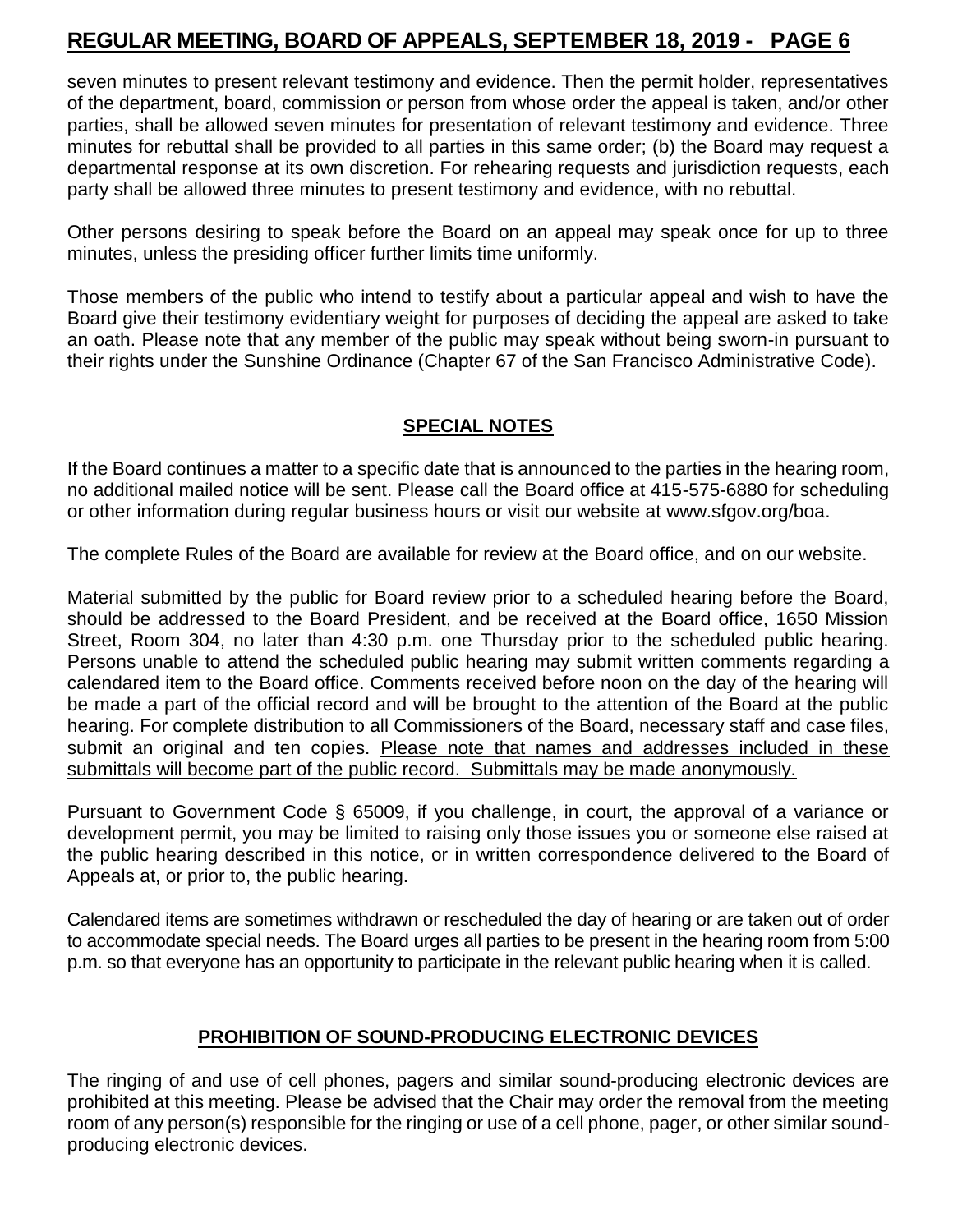seven minutes to present relevant testimony and evidence. Then the permit holder, representatives of the department, board, commission or person from whose order the appeal is taken, and/or other parties, shall be allowed seven minutes for presentation of relevant testimony and evidence. Three minutes for rebuttal shall be provided to all parties in this same order; (b) the Board may request a departmental response at its own discretion. For rehearing requests and jurisdiction requests, each party shall be allowed three minutes to present testimony and evidence, with no rebuttal.

Other persons desiring to speak before the Board on an appeal may speak once for up to three minutes, unless the presiding officer further limits time uniformly.

Those members of the public who intend to testify about a particular appeal and wish to have the Board give their testimony evidentiary weight for purposes of deciding the appeal are asked to take an oath. Please note that any member of the public may speak without being sworn-in pursuant to their rights under the Sunshine Ordinance (Chapter 67 of the San Francisco Administrative Code).

## SPECIAL NOTES

If the Board continues a matter to a specific date that is announced to the parties in the hearing room, no additional mailed notice will be sent. Please call the Board office at 415-575-6880 for scheduling or other information during regular business hours or visit our website at www.sfgov.org/boa.

The complete Rules of the Board are available for review at the Board office, and on our website.

Material submitted by the public for Board review prior to a scheduled hearing before the Board, should be addressed to the Board President, and be received at the Board office, 1650 Mission Street, Room 304, no later than 4:30 p.m. one Thursday prior to the scheduled public hearing. Persons unable to attend the scheduled public hearing may submit written comments regarding a calendared item to the Board office. Comments received before noon on the day of the hearing will be made a part of the official record and will be brought to the attention of the Board at the public hearing. For complete distribution to all Commissioners of the Board, necessary staff and case files, submit an original and ten copies. Please note that names and addresses included in these submittals will become part of the public record. Submittals may be made anonymously.

Pursuant to Government Code § 65009, if you challenge, in court, the approval of a variance or development permit, you may be limited to raising only those issues you or someone else raised at the public hearing described in this notice, or in written correspondence delivered to the Board of Appeals at, or prior to, the public hearing.

Calendared items are sometimes withdrawn or rescheduled the day of hearing or are taken out of order to accommodate special needs. The Board urges all parties to be present in the hearing room from 5:00 p.m. so that everyone has an opportunity to participate in the relevant public hearing when it is called.

## PROHIBITION OF SOUND-PRODUCING ELECTRONIC DEVICES

The ringing of and use of cell phones, pagers and similar sound-producing electronic devices are prohibited at this meeting. Please be advised that the Chair may order the removal from the meeting room of any person(s) responsible for the ringing or use of a cell phone, pager, or other similar sound-producing electronic devices.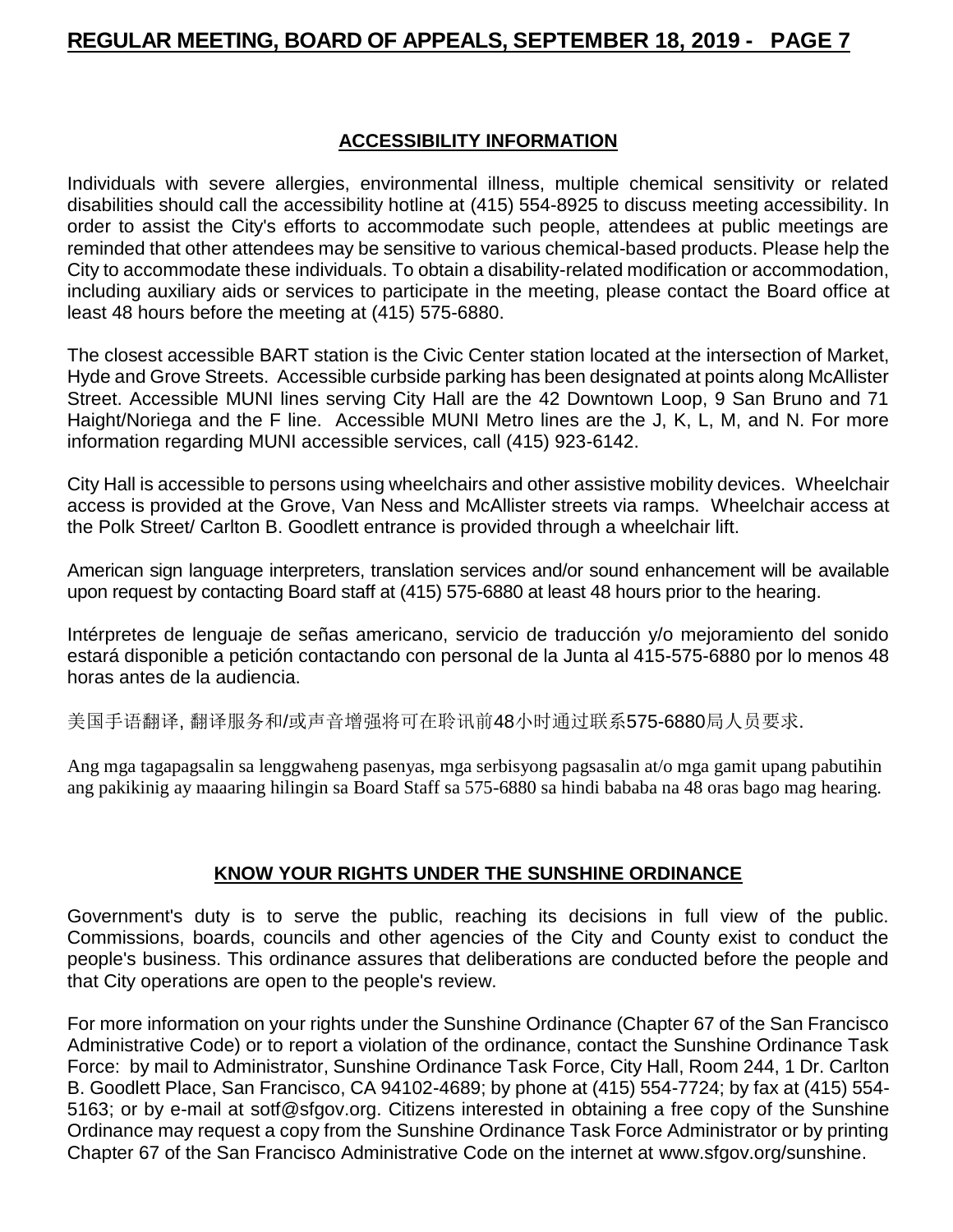## ACCESSIBILITY INFORMATION

Individuals with severe allergies, environmental illness, multiple chemical sensitivity or related disabilities should call the accessibility hotline at (415) 554-8925 to discuss meeting accessibility. In order to assist the City's efforts to accommodate such people, attendees at public meetings are reminded that other attendees may be sensitive to various chemical-based products. Please help the City to accommodate these individuals. To obtain a disability-related modification or accommodation, including auxiliary aids or services to participate in the meeting, please contact the Board office at least 48 hours before the meeting at (415) 575-6880.

The closest accessible BART station is the Civic Center station located at the intersection of Market, Hyde and Grove Streets. Accessible curbside parking has been designated at points along McAllister Street. Accessible MUNI lines serving City Hall are the 42 Downtown Loop, 9 San Bruno and 71 Haight/Noriega and the F line. Accessible MUNI Metro lines are the J, K, L, M, and N. For more information regarding MUNI accessible services, call (415) 923-6142.

City Hall is accessible to persons using wheelchairs and other assistive mobility devices. Wheelchair access is provided at the Grove, Van Ness and McAllister streets via ramps. Wheelchair access at the Polk Street/ Carlton B. Goodlett entrance is provided through a wheelchair lift.

American sign language interpreters, translation services and/or sound enhancement will be available upon request by contacting Board staff at (415) 575-6880 at least 48 hours prior to the hearing.

Intérpretes de lenguaje de señas americano, servicio de traducción y/o mejoramiento del sonido estará disponible a petición contactando con personal de la Junta al 415-575-6880 por lo menos 48 horas antes de la audiencia.

美国手语翻译, 翻译服务和/或声音增强将可在聆讯前48小时通过联系575-6880局人员要求.

Ang mga tagapagsalin sa lenggwaheng pasenyas, mga serbisyong pagsasalin at/o mga gamit upang pabutihin ang pakikinig ay maaaring hilingin sa Board Staff sa 575-6880 sa hindi bababa na 48 oras bago mag hearing.

## KNOW YOUR RIGHTS UNDER THE SUNSHINE ORDINANCE

Government's duty is to serve the public, reaching its decisions in full view of the public. Commissions, boards, councils and other agencies of the City and County exist to conduct the people's business. This ordinance assures that deliberations are conducted before the people and that City operations are open to the people's review.

For more information on your rights under the Sunshine Ordinance (Chapter 67 of the San Francisco Administrative Code) or to report a violation of the ordinance, contact the Sunshine Ordinance Task Force: by mail to Administrator, Sunshine Ordinance Task Force, City Hall, Room 244, 1 Dr. Carlton B. Goodlett Place, San Francisco, CA 94102-4689; by phone at (415) 554-7724; by fax at (415) 554-5163; or by e-mail at sotf@sfgov.org. Citizens interested in obtaining a free copy of the Sunshine Ordinance may request a copy from the Sunshine Ordinance Task Force Administrator or by printing Chapter 67 of the San Francisco Administrative Code on the internet at www.sfgov.org/sunshine.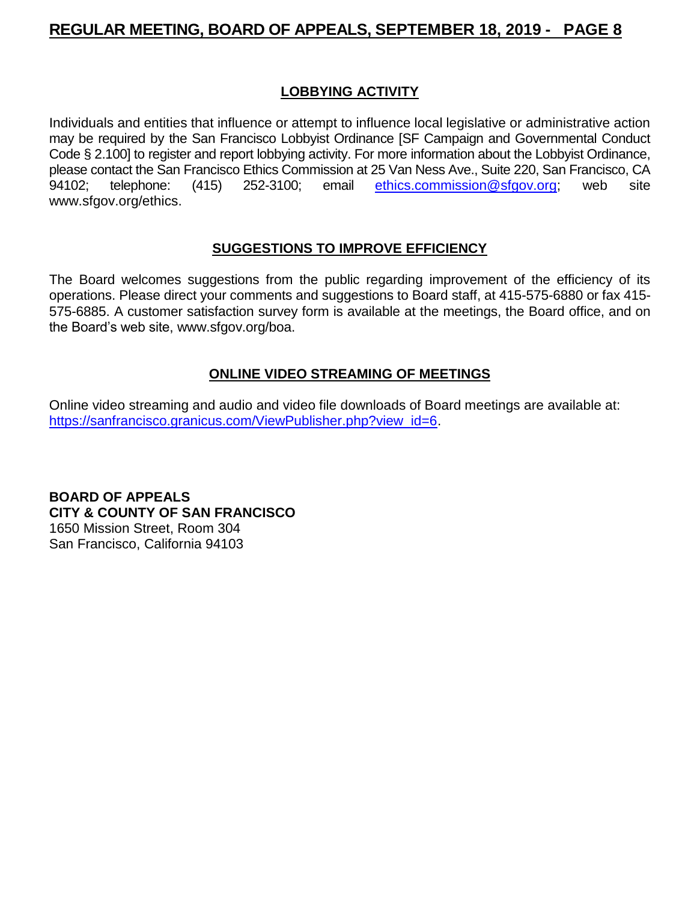## LOBBYING ACTIVITY

Individuals and entities that influence or attempt to influence local legislative or administrative action may be required by the San Francisco Lobbyist Ordinance [SF Campaign and Governmental Conduct Code § 2.100] to register and report lobbying activity. For more information about the Lobbyist Ordinance, please contact the San Francisco Ethics Commission at 25 Van Ness Ave., Suite 220, San Francisco, CA 94102; telephone: (415) 252-3100; email ethics.commission@sfgov.org; web site www.sfgov.org/ethics.

## SUGGESTIONS TO IMPROVE EFFICIENCY

The Board welcomes suggestions from the public regarding improvement of the efficiency of its operations. Please direct your comments and suggestions to Board staff, at 415-575-6880 or fax 415-575-6885. A customer satisfaction survey form is available at the meetings, the Board office, and on the Board's web site, www.sfgov.org/boa.

## ONLINE VIDEO STREAMING OF MEETINGS

Online video streaming and audio and video file downloads of Board meetings are available at: https://sanfrancisco.granicus.com/ViewPublisher.php?view_id=6.

**BOARD OF APPEALS**
**CITY & COUNTY OF SAN FRANCISCO**
1650 Mission Street, Room 304
San Francisco, California 94103